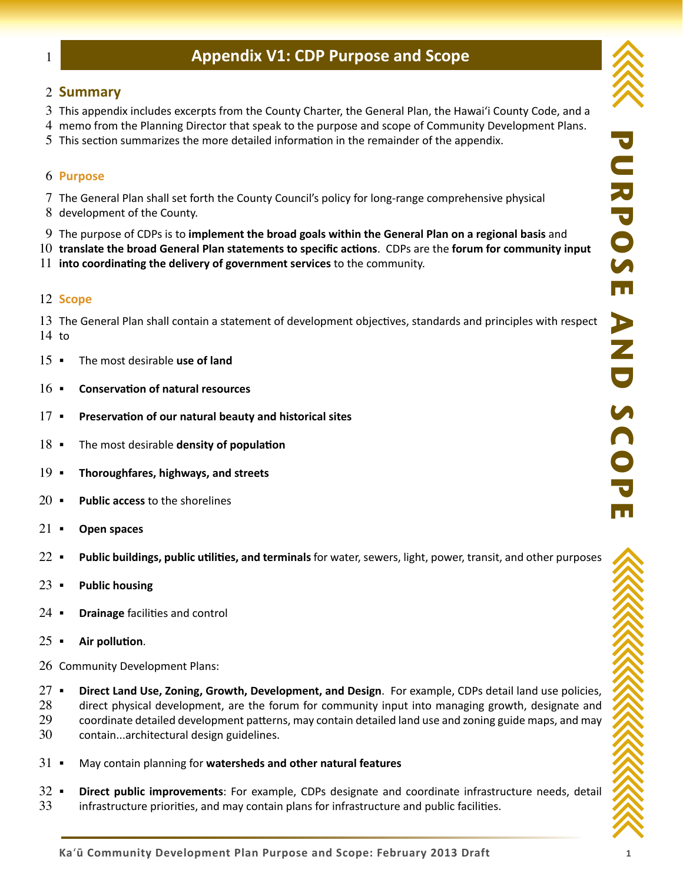# Appendix V1: CDP Purpose and Scope

## Summary

This appendix includes excerpts from the County Charter, the General Plan, the Hawai'i County Code, and a memo from the Planning Director that speak to the purpose and scope of Community Development Plans. This section summarizes the more detailed information in the remainder of the appendix.

### Purpose

The General Plan shall set forth the County Council's policy for long-range comprehensive physical development of the County.

The purpose of CDPs is to **implement the broad goals within the General Plan on a regional basis** and **translate the broad General Plan statements to specific actions**. CDPs are the **forum for community input into coordinating the delivery of government services** to the community.

### Scope

The General Plan shall contain a statement of development objectives, standards and principles with respect to

- The most desirable **use of land**
- **Conservation of natural resources**
- **Preservation of our natural beauty and historical sites**
- The most desirable **density of population**
- **Thoroughfares, highways, and streets**
- **Public access** to the shorelines
- **Open spaces**
- **Public buildings, public utilities, and terminals** for water, sewers, light, power, transit, and other purposes
- **Public housing**
- **Drainage** facilities and control
- **Air pollution**.

Community Development Plans:

- **Direct Land Use, Zoning, Growth, Development, and Design**. For example, CDPs detail land use policies, direct physical development, are the forum for community input into managing growth, designate and coordinate detailed development patterns, may contain detailed land use and zoning guide maps, and may contain...architectural design guidelines.
- May contain planning for **watersheds and other natural features**
- **Direct public improvements**: For example, CDPs designate and coordinate infrastructure needs, detail infrastructure priorities, and may contain plans for infrastructure and public facilities.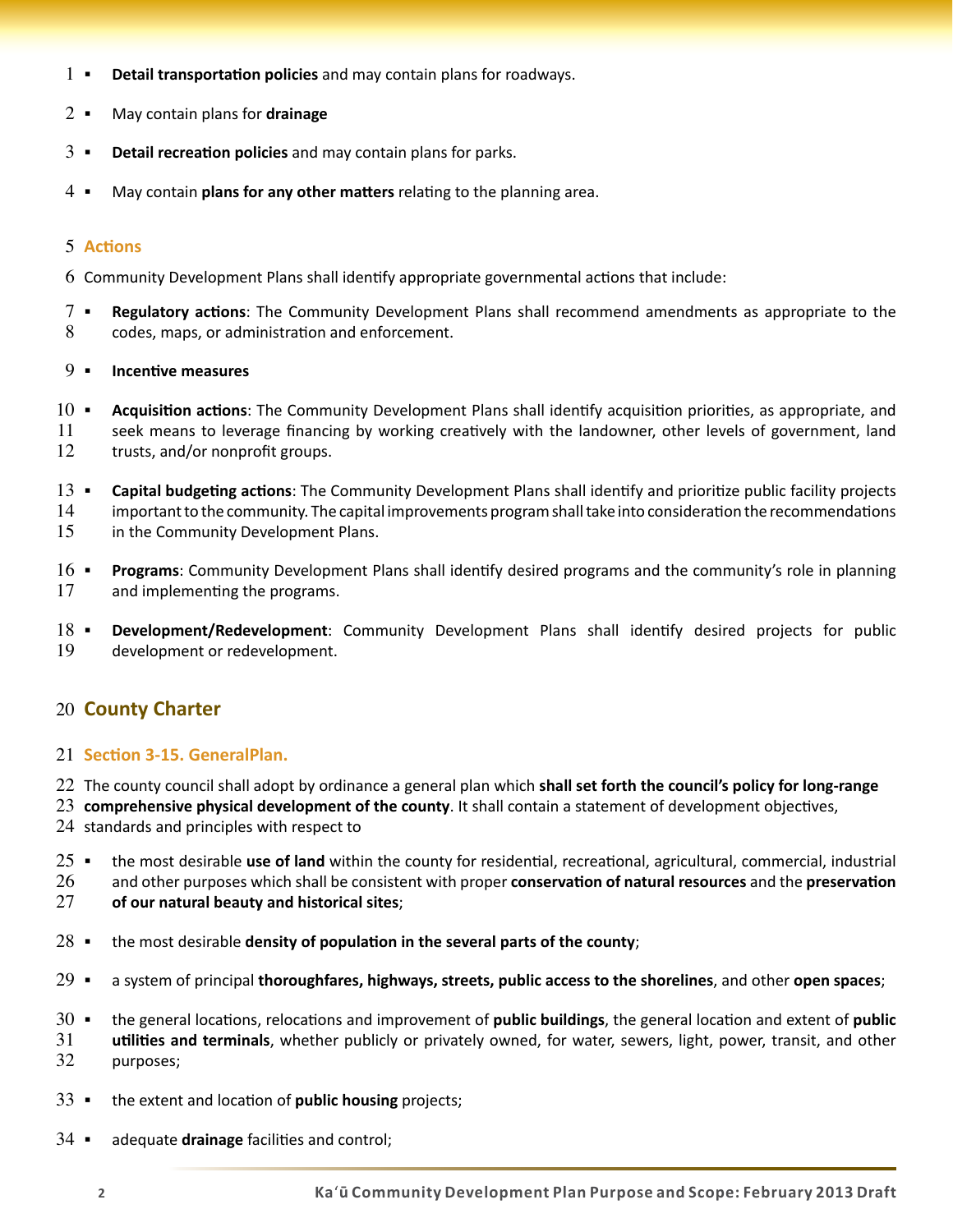- **Detail transportation policies** and may contain plans for roadways.
- May contain plans for **drainage**
- **Detail recreation policies** and may contain plans for parks.
- May contain **plans for any other matters** relating to the planning area.

### Actions

Community Development Plans shall identify appropriate governmental actions that include:

- **Regulatory actions**: The Community Development Plans shall recommend amendments as appropriate to the codes, maps, or administration and enforcement.
- **Incentive measures**
- **Acquisition actions**: The Community Development Plans shall identify acquisition priorities, as appropriate, and seek means to leverage financing by working creatively with the landowner, other levels of government, land trusts, and/or nonprofit groups.
- **Capital budgeting actions**: The Community Development Plans shall identify and prioritize public facility projects important to the community. The capital improvements program shall take into consideration the recommendations in the Community Development Plans.
- **Programs**: Community Development Plans shall identify desired programs and the community's role in planning and implementing the programs.
- **Development/Redevelopment**: Community Development Plans shall identify desired projects for public development or redevelopment.

## County Charter

### Section 3-15. GeneralPlan.

The county council shall adopt by ordinance a general plan which **shall set forth the council's policy for long-range comprehensive physical development of the county**. It shall contain a statement of development objectives, standards and principles with respect to

- the most desirable **use of land** within the county for residential, recreational, agricultural, commercial, industrial and other purposes which shall be consistent with proper **conservation of natural resources** and the **preservation of our natural beauty and historical sites**;
- the most desirable **density of population in the several parts of the county**;
- a system of principal **thoroughfares, highways, streets, public access to the shorelines**, and other **open spaces**;
- the general locations, relocations and improvement of **public buildings**, the general location and extent of **public utilities and terminals**, whether publicly or privately owned, for water, sewers, light, power, transit, and other purposes;
- the extent and location of **public housing** projects;
- adequate **drainage** facilities and control;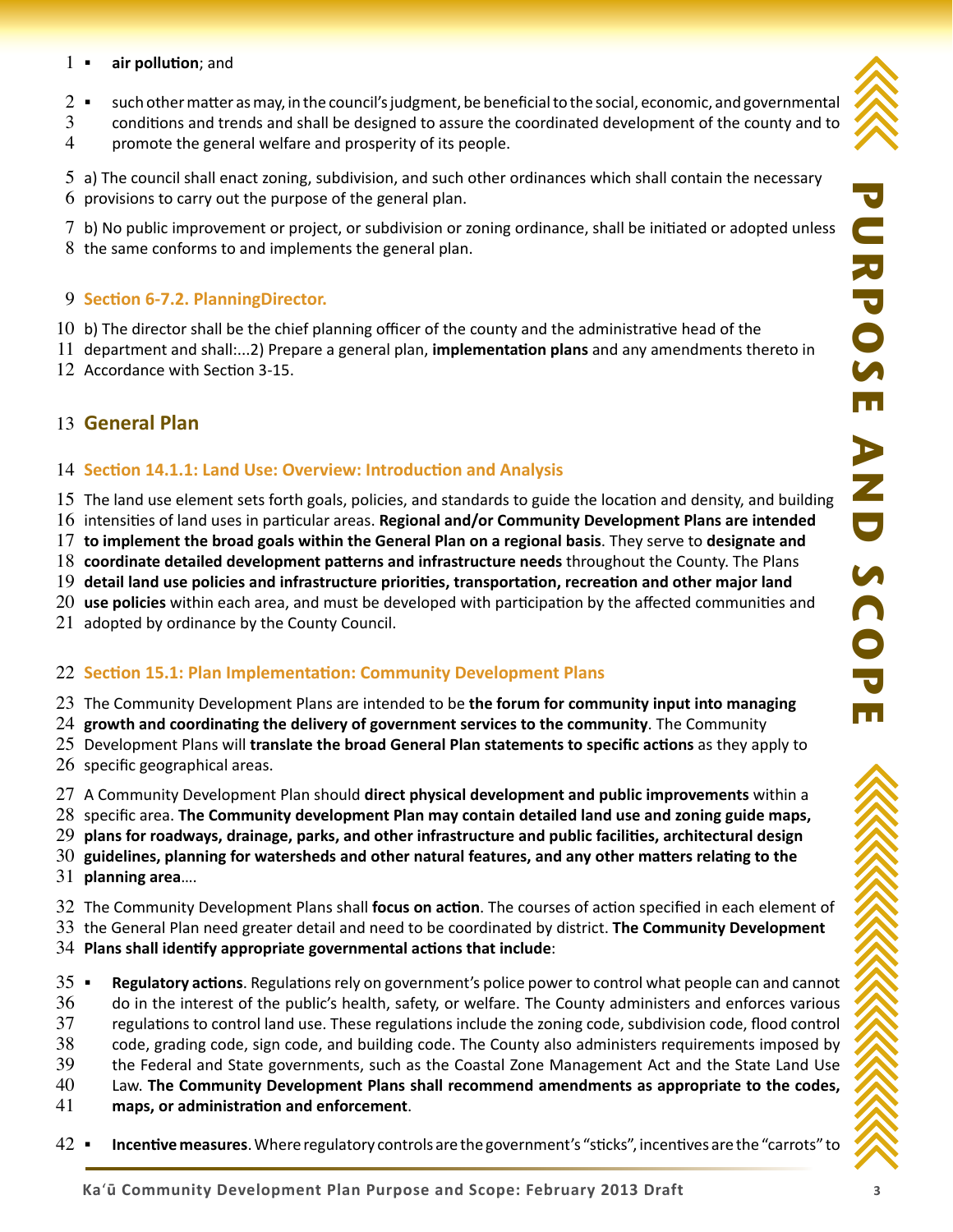- **air pollution**; and

- such other matter as may, in the council's judgment, be beneficial to the social, economic, and governmental conditions and trends and shall be designed to assure the coordinated development of the county and to promote the general welfare and prosperity of its people.

a) The council shall enact zoning, subdivision, and such other ordinances which shall contain the necessary provisions to carry out the purpose of the general plan.

b) No public improvement or project, or subdivision or zoning ordinance, shall be initiated or adopted unless the same conforms to and implements the general plan.

### Section 6-7.2. PlanningDirector.

b) The director shall be the chief planning officer of the county and the administrative head of the department and shall:...2) Prepare a general plan, **implementation plans** and any amendments thereto in Accordance with Section 3-15.

## General Plan

### Section 14.1.1: Land Use: Overview: Introduction and Analysis

The land use element sets forth goals, policies, and standards to guide the location and density, and building intensities of land uses in particular areas. **Regional and/or Community Development Plans are intended to implement the broad goals within the General Plan on a regional basis**. They serve to **designate and coordinate detailed development patterns and infrastructure needs** throughout the County. The Plans **detail land use policies and infrastructure priorities, transportation, recreation and other major land use policies** within each area, and must be developed with participation by the affected communities and adopted by ordinance by the County Council.

### Section 15.1: Plan Implementation: Community Development Plans

The Community Development Plans are intended to be **the forum for community input into managing growth and coordinating the delivery of government services to the community**. The Community Development Plans will **translate the broad General Plan statements to specific actions** as they apply to specific geographical areas.

A Community Development Plan should **direct physical development and public improvements** within a specific area. **The Community development Plan may contain detailed land use and zoning guide maps, plans for roadways, drainage, parks, and other infrastructure and public facilities, architectural design guidelines, planning for watersheds and other natural features, and any other matters relating to the planning area**….

The Community Development Plans shall **focus on action**. The courses of action specified in each element of the General Plan need greater detail and need to be coordinated by district. **The Community Development Plans shall identify appropriate governmental actions that include**:

- **Regulatory actions**. Regulations rely on government's police power to control what people can and cannot do in the interest of the public's health, safety, or welfare. The County administers and enforces various regulations to control land use. These regulations include the zoning code, subdivision code, flood control code, grading code, sign code, and building code. The County also administers requirements imposed by the Federal and State governments, such as the Coastal Zone Management Act and the State Land Use Law. **The Community Development Plans shall recommend amendments as appropriate to the codes, maps, or administration and enforcement**.

- **Incentive measures**. Where regulatory controls are the government's "sticks", incentives are the "carrots" to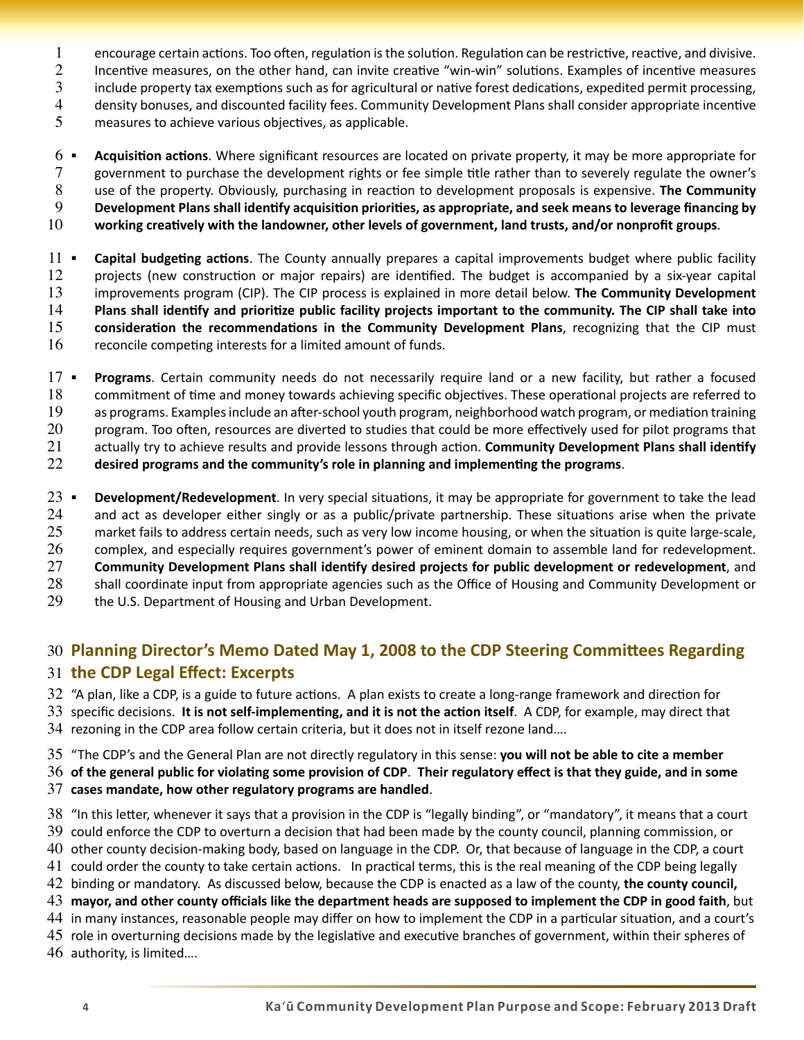encourage certain actions. Too often, regulation is the solution. Regulation can be restrictive, reactive, and divisive. Incentive measures, on the other hand, can invite creative "win-win" solutions. Examples of incentive measures include property tax exemptions such as for agricultural or native forest dedications, expedited permit processing, density bonuses, and discounted facility fees. Community Development Plans shall consider appropriate incentive measures to achieve various objectives, as applicable.

- **Acquisition actions**. Where significant resources are located on private property, it may be more appropriate for government to purchase the development rights or fee simple title rather than to severely regulate the owner's use of the property. Obviously, purchasing in reaction to development proposals is expensive. **The Community Development Plans shall identify acquisition priorities, as appropriate, and seek means to leverage financing by working creatively with the landowner, other levels of government, land trusts, and/or nonprofit groups**.

- **Capital budgeting actions**. The County annually prepares a capital improvements budget where public facility projects (new construction or major repairs) are identified. The budget is accompanied by a six-year capital improvements program (CIP). The CIP process is explained in more detail below. **The Community Development Plans shall identify and prioritize public facility projects important to the community. The CIP shall take into consideration the recommendations in the Community Development Plans**, recognizing that the CIP must reconcile competing interests for a limited amount of funds.

- **Programs**. Certain community needs do not necessarily require land or a new facility, but rather a focused commitment of time and money towards achieving specific objectives. These operational projects are referred to as programs. Examples include an after-school youth program, neighborhood watch program, or mediation training program. Too often, resources are diverted to studies that could be more effectively used for pilot programs that actually try to achieve results and provide lessons through action. **Community Development Plans shall identify desired programs and the community's role in planning and implementing the programs**.

- **Development/Redevelopment**. In very special situations, it may be appropriate for government to take the lead and act as developer either singly or as a public/private partnership. These situations arise when the private market fails to address certain needs, such as very low income housing, or when the situation is quite large-scale, complex, and especially requires government's power of eminent domain to assemble land for redevelopment. **Community Development Plans shall identify desired projects for public development or redevelopment**, and shall coordinate input from appropriate agencies such as the Office of Housing and Community Development or the U.S. Department of Housing and Urban Development.

## Planning Director's Memo Dated May 1, 2008 to the CDP Steering Committees Regarding the CDP Legal Effect: Excerpts

"A plan, like a CDP, is a guide to future actions. A plan exists to create a long-range framework and direction for specific decisions. **It is not self-implementing, and it is not the action itself**. A CDP, for example, may direct that rezoning in the CDP area follow certain criteria, but it does not in itself rezone land….

"The CDP's and the General Plan are not directly regulatory in this sense: **you will not be able to cite a member of the general public for violating some provision of CDP**. **Their regulatory effect is that they guide, and in some cases mandate, how other regulatory programs are handled**.

"In this letter, whenever it says that a provision in the CDP is "legally binding", or "mandatory", it means that a court could enforce the CDP to overturn a decision that had been made by the county council, planning commission, or other county decision-making body, based on language in the CDP. Or, that because of language in the CDP, a court could order the county to take certain actions. In practical terms, this is the real meaning of the CDP being legally binding or mandatory. As discussed below, because the CDP is enacted as a law of the county, **the county council, mayor, and other county officials like the department heads are supposed to implement the CDP in good faith**, but in many instances, reasonable people may differ on how to implement the CDP in a particular situation, and a court's role in overturning decisions made by the legislative and executive branches of government, within their spheres of authority, is limited….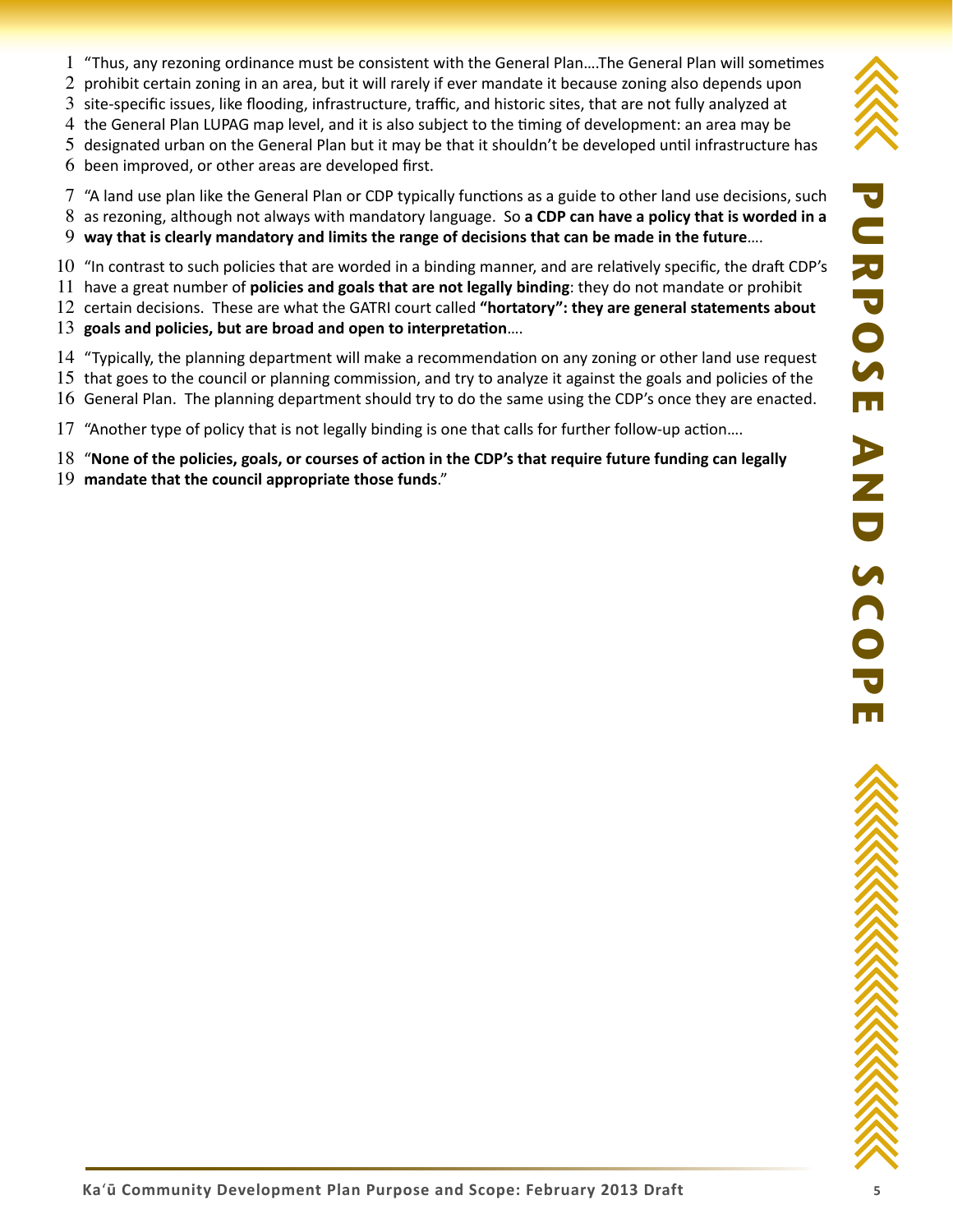"Thus, any rezoning ordinance must be consistent with the General Plan….The General Plan will sometimes prohibit certain zoning in an area, but it will rarely if ever mandate it because zoning also depends upon site-specific issues, like flooding, infrastructure, traffic, and historic sites, that are not fully analyzed at the General Plan LUPAG map level, and it is also subject to the timing of development: an area may be designated urban on the General Plan but it may be that it shouldn't be developed until infrastructure has been improved, or other areas are developed first.

"A land use plan like the General Plan or CDP typically functions as a guide to other land use decisions, such as rezoning, although not always with mandatory language. So **a CDP can have a policy that is worded in a way that is clearly mandatory and limits the range of decisions that can be made in the future**….

"In contrast to such policies that are worded in a binding manner, and are relatively specific, the draft CDP's have a great number of **policies and goals that are not legally binding**: they do not mandate or prohibit certain decisions. These are what the GATRI court called **"hortatory": they are general statements about goals and policies, but are broad and open to interpretation**….

"Typically, the planning department will make a recommendation on any zoning or other land use request that goes to the council or planning commission, and try to analyze it against the goals and policies of the General Plan. The planning department should try to do the same using the CDP's once they are enacted.

"Another type of policy that is not legally binding is one that calls for further follow-up action….

"**None of the policies, goals, or courses of action in the CDP's that require future funding can legally mandate that the council appropriate those funds**."